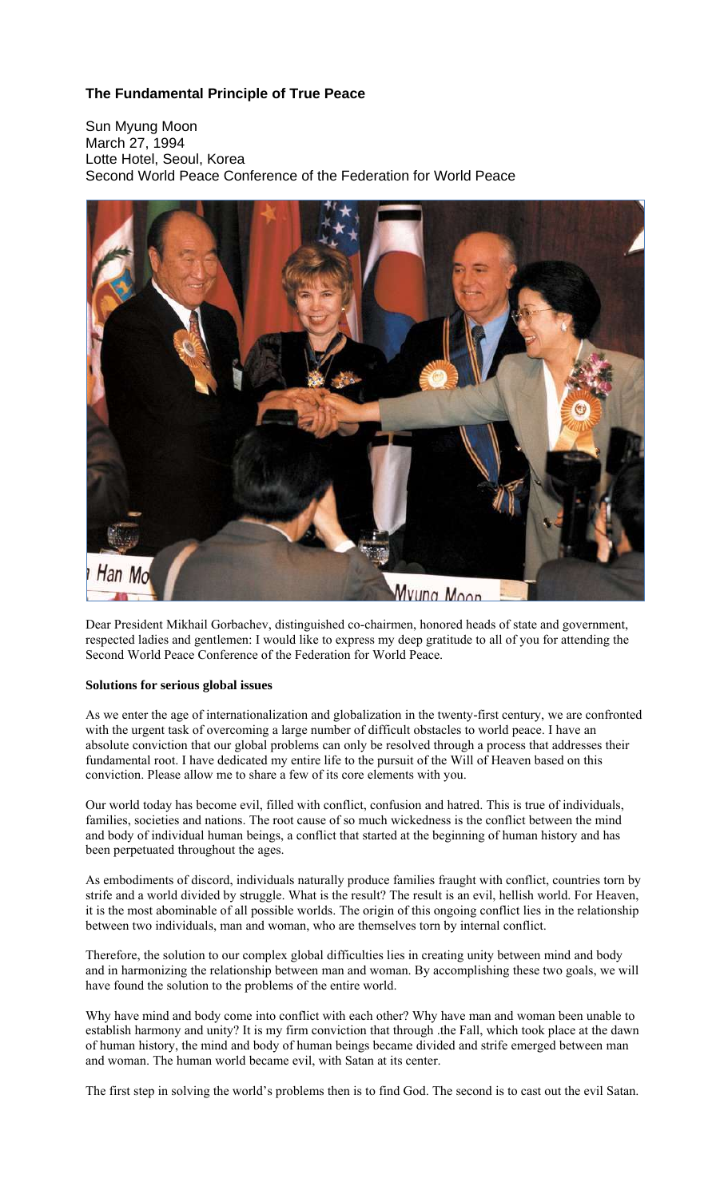## The Fundamental Principle of True Peace

Sun Myung Moon
March 27, 1994
Lotte Hotel, Seoul, Korea
Second World Peace Conference of the Federation for World Peace

Dear President Mikhail Gorbachev, distinguished co-chairmen, honored heads of state and government, respected ladies and gentlemen: I would like to express my deep gratitude to all of you for attending the Second World Peace Conference of the Federation for World Peace.

**Solutions for serious global issues**

As we enter the age of internationalization and globalization in the twenty-first century, we are confronted with the urgent task of overcoming a large number of difficult obstacles to world peace. I have an absolute conviction that our global problems can only be resolved through a process that addresses their fundamental root. I have dedicated my entire life to the pursuit of the Will of Heaven based on this conviction. Please allow me to share a few of its core elements with you.

Our world today has become evil, filled with conflict, confusion and hatred. This is true of individuals, families, societies and nations. The root cause of so much wickedness is the conflict between the mind and body of individual human beings, a conflict that started at the beginning of human history and has been perpetuated throughout the ages.

As embodiments of discord, individuals naturally produce families fraught with conflict, countries torn by strife and a world divided by struggle. What is the result? The result is an evil, hellish world. For Heaven, it is the most abominable of all possible worlds. The origin of this ongoing conflict lies in the relationship between two individuals, man and woman, who are themselves torn by internal conflict.

Therefore, the solution to our complex global difficulties lies in creating unity between mind and body and in harmonizing the relationship between man and woman. By accomplishing these two goals, we will have found the solution to the problems of the entire world.

Why have mind and body come into conflict with each other? Why have man and woman been unable to establish harmony and unity? It is my firm conviction that through .the Fall, which took place at the dawn of human history, the mind and body of human beings became divided and strife emerged between man and woman. The human world became evil, with Satan at its center.

The first step in solving the world's problems then is to find God. The second is to cast out the evil Satan.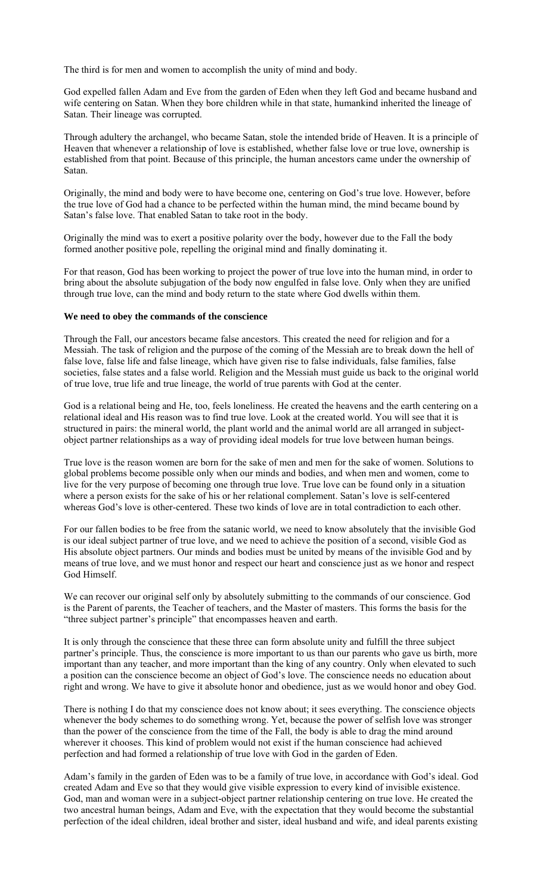The third is for men and women to accomplish the unity of mind and body.

God expelled fallen Adam and Eve from the garden of Eden when they left God and became husband and wife centering on Satan. When they bore children while in that state, humankind inherited the lineage of Satan. Their lineage was corrupted.

Through adultery the archangel, who became Satan, stole the intended bride of Heaven. It is a principle of Heaven that whenever a relationship of love is established, whether false love or true love, ownership is established from that point. Because of this principle, the human ancestors came under the ownership of Satan.

Originally, the mind and body were to have become one, centering on God's true love. However, before the true love of God had a chance to be perfected within the human mind, the mind became bound by Satan's false love. That enabled Satan to take root in the body.

Originally the mind was to exert a positive polarity over the body, however due to the Fall the body formed another positive pole, repelling the original mind and finally dominating it.

For that reason, God has been working to project the power of true love into the human mind, in order to bring about the absolute subjugation of the body now engulfed in false love. Only when they are unified through true love, can the mind and body return to the state where God dwells within them.

**We need to obey the commands of the conscience**

Through the Fall, our ancestors became false ancestors. This created the need for religion and for a Messiah. The task of religion and the purpose of the coming of the Messiah are to break down the hell of false love, false life and false lineage, which have given rise to false individuals, false families, false societies, false states and a false world. Religion and the Messiah must guide us back to the original world of true love, true life and true lineage, the world of true parents with God at the center.

God is a relational being and He, too, feels loneliness. He created the heavens and the earth centering on a relational ideal and His reason was to find true love. Look at the created world. You will see that it is structured in pairs: the mineral world, the plant world and the animal world are all arranged in subject-object partner relationships as a way of providing ideal models for true love between human beings.

True love is the reason women are born for the sake of men and men for the sake of women. Solutions to global problems become possible only when our minds and bodies, and when men and women, come to live for the very purpose of becoming one through true love. True love can be found only in a situation where a person exists for the sake of his or her relational complement. Satan's love is self-centered whereas God's love is other-centered. These two kinds of love are in total contradiction to each other.

For our fallen bodies to be free from the satanic world, we need to know absolutely that the invisible God is our ideal subject partner of true love, and we need to achieve the position of a second, visible God as His absolute object partners. Our minds and bodies must be united by means of the invisible God and by means of true love, and we must honor and respect our heart and conscience just as we honor and respect God Himself.

We can recover our original self only by absolutely submitting to the commands of our conscience. God is the Parent of parents, the Teacher of teachers, and the Master of masters. This forms the basis for the "three subject partner's principle" that encompasses heaven and earth.

It is only through the conscience that these three can form absolute unity and fulfill the three subject partner's principle. Thus, the conscience is more important to us than our parents who gave us birth, more important than any teacher, and more important than the king of any country. Only when elevated to such a position can the conscience become an object of God's love. The conscience needs no education about right and wrong. We have to give it absolute honor and obedience, just as we would honor and obey God.

There is nothing I do that my conscience does not know about; it sees everything. The conscience objects whenever the body schemes to do something wrong. Yet, because the power of selfish love was stronger than the power of the conscience from the time of the Fall, the body is able to drag the mind around wherever it chooses. This kind of problem would not exist if the human conscience had achieved perfection and had formed a relationship of true love with God in the garden of Eden.

Adam's family in the garden of Eden was to be a family of true love, in accordance with God's ideal. God created Adam and Eve so that they would give visible expression to every kind of invisible existence. God, man and woman were in a subject-object partner relationship centering on true love. He created the two ancestral human beings, Adam and Eve, with the expectation that they would become the substantial perfection of the ideal children, ideal brother and sister, ideal husband and wife, and ideal parents existing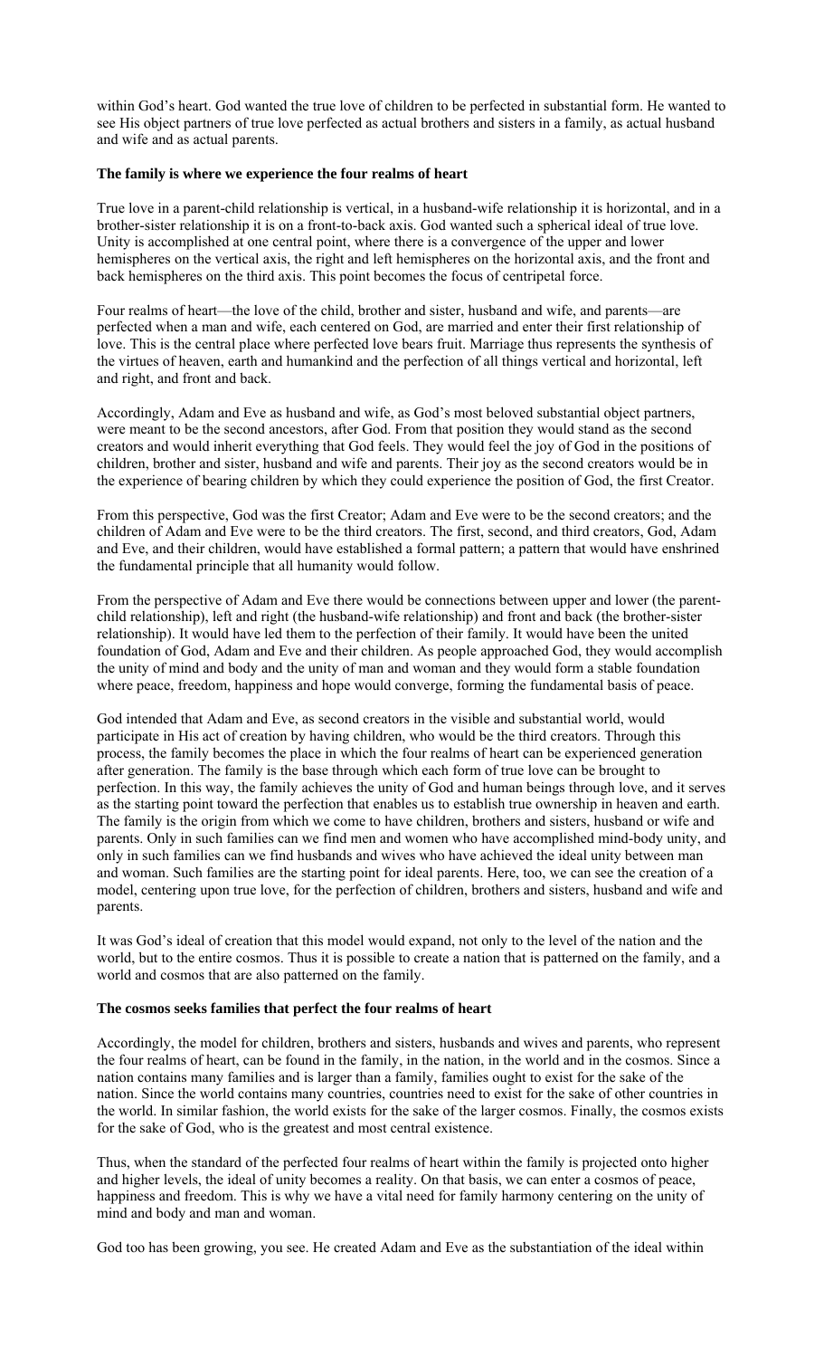within God's heart. God wanted the true love of children to be perfected in substantial form. He wanted to see His object partners of true love perfected as actual brothers and sisters in a family, as actual husband and wife and as actual parents.

**The family is where we experience the four realms of heart**

True love in a parent-child relationship is vertical, in a husband-wife relationship it is horizontal, and in a brother-sister relationship it is on a front-to-back axis. God wanted such a spherical ideal of true love. Unity is accomplished at one central point, where there is a convergence of the upper and lower hemispheres on the vertical axis, the right and left hemispheres on the horizontal axis, and the front and back hemispheres on the third axis. This point becomes the focus of centripetal force.

Four realms of heart—the love of the child, brother and sister, husband and wife, and parents—are perfected when a man and wife, each centered on God, are married and enter their first relationship of love. This is the central place where perfected love bears fruit. Marriage thus represents the synthesis of the virtues of heaven, earth and humankind and the perfection of all things vertical and horizontal, left and right, and front and back.

Accordingly, Adam and Eve as husband and wife, as God's most beloved substantial object partners, were meant to be the second ancestors, after God. From that position they would stand as the second creators and would inherit everything that God feels. They would feel the joy of God in the positions of children, brother and sister, husband and wife and parents. Their joy as the second creators would be in the experience of bearing children by which they could experience the position of God, the first Creator.

From this perspective, God was the first Creator; Adam and Eve were to be the second creators; and the children of Adam and Eve were to be the third creators. The first, second, and third creators, God, Adam and Eve, and their children, would have established a formal pattern; a pattern that would have enshrined the fundamental principle that all humanity would follow.

From the perspective of Adam and Eve there would be connections between upper and lower (the parent-child relationship), left and right (the husband-wife relationship) and front and back (the brother-sister relationship). It would have led them to the perfection of their family. It would have been the united foundation of God, Adam and Eve and their children. As people approached God, they would accomplish the unity of mind and body and the unity of man and woman and they would form a stable foundation where peace, freedom, happiness and hope would converge, forming the fundamental basis of peace.

God intended that Adam and Eve, as second creators in the visible and substantial world, would participate in His act of creation by having children, who would be the third creators. Through this process, the family becomes the place in which the four realms of heart can be experienced generation after generation. The family is the base through which each form of true love can be brought to perfection. In this way, the family achieves the unity of God and human beings through love, and it serves as the starting point toward the perfection that enables us to establish true ownership in heaven and earth. The family is the origin from which we come to have children, brothers and sisters, husband or wife and parents. Only in such families can we find men and women who have accomplished mind-body unity, and only in such families can we find husbands and wives who have achieved the ideal unity between man and woman. Such families are the starting point for ideal parents. Here, too, we can see the creation of a model, centering upon true love, for the perfection of children, brothers and sisters, husband and wife and parents.

It was God's ideal of creation that this model would expand, not only to the level of the nation and the world, but to the entire cosmos. Thus it is possible to create a nation that is patterned on the family, and a world and cosmos that are also patterned on the family.

**The cosmos seeks families that perfect the four realms of heart**

Accordingly, the model for children, brothers and sisters, husbands and wives and parents, who represent the four realms of heart, can be found in the family, in the nation, in the world and in the cosmos. Since a nation contains many families and is larger than a family, families ought to exist for the sake of the nation. Since the world contains many countries, countries need to exist for the sake of other countries in the world. In similar fashion, the world exists for the sake of the larger cosmos. Finally, the cosmos exists for the sake of God, who is the greatest and most central existence.

Thus, when the standard of the perfected four realms of heart within the family is projected onto higher and higher levels, the ideal of unity becomes a reality. On that basis, we can enter a cosmos of peace, happiness and freedom. This is why we have a vital need for family harmony centering on the unity of mind and body and man and woman.

God too has been growing, you see. He created Adam and Eve as the substantiation of the ideal within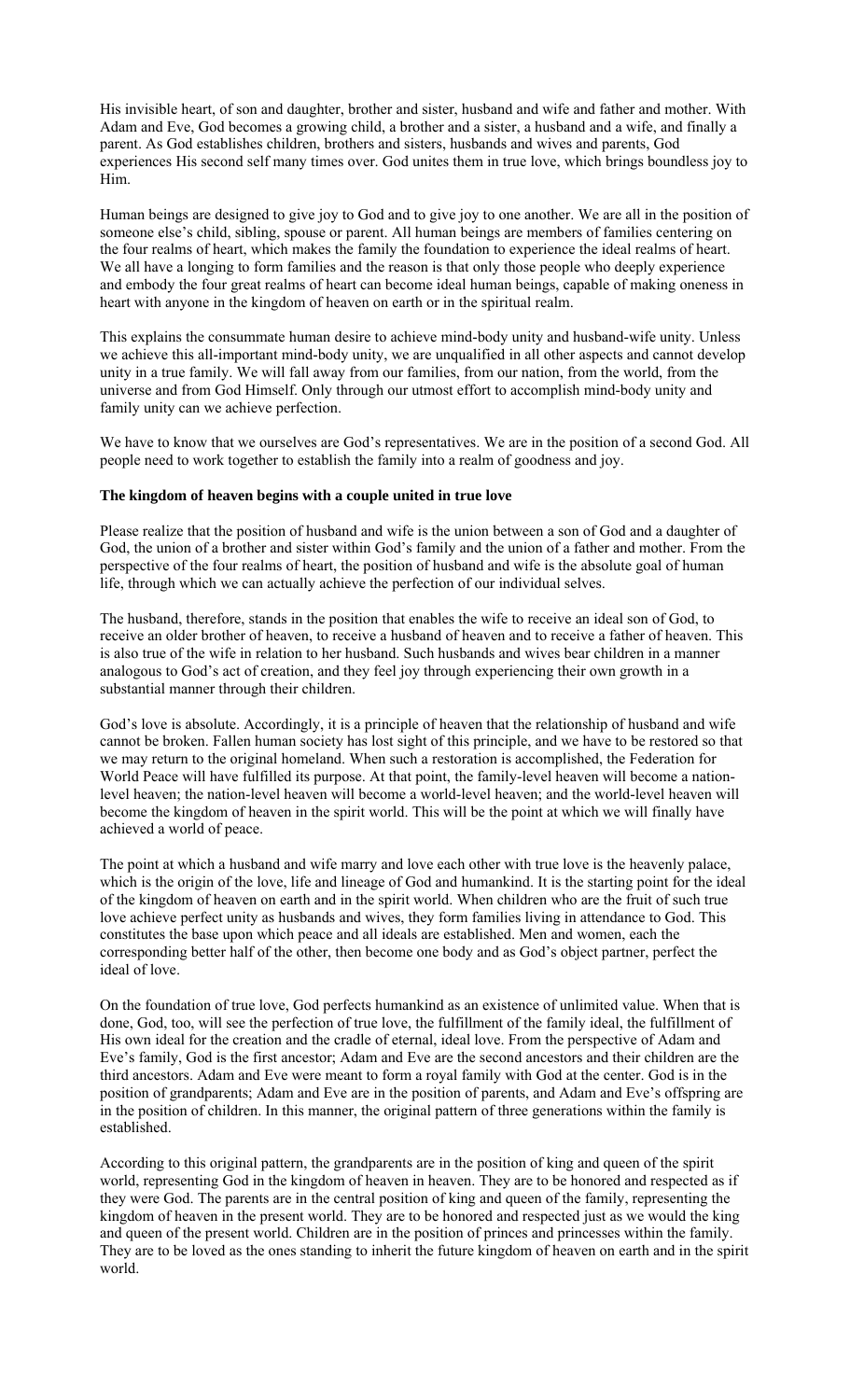His invisible heart, of son and daughter, brother and sister, husband and wife and father and mother. With Adam and Eve, God becomes a growing child, a brother and a sister, a husband and a wife, and finally a parent. As God establishes children, brothers and sisters, husbands and wives and parents, God experiences His second self many times over. God unites them in true love, which brings boundless joy to Him.

Human beings are designed to give joy to God and to give joy to one another. We are all in the position of someone else's child, sibling, spouse or parent. All human beings are members of families centering on the four realms of heart, which makes the family the foundation to experience the ideal realms of heart. We all have a longing to form families and the reason is that only those people who deeply experience and embody the four great realms of heart can become ideal human beings, capable of making oneness in heart with anyone in the kingdom of heaven on earth or in the spiritual realm.

This explains the consummate human desire to achieve mind-body unity and husband-wife unity. Unless we achieve this all-important mind-body unity, we are unqualified in all other aspects and cannot develop unity in a true family. We will fall away from our families, from our nation, from the world, from the universe and from God Himself. Only through our utmost effort to accomplish mind-body unity and family unity can we achieve perfection.

We have to know that we ourselves are God's representatives. We are in the position of a second God. All people need to work together to establish the family into a realm of goodness and joy.

**The kingdom of heaven begins with a couple united in true love**

Please realize that the position of husband and wife is the union between a son of God and a daughter of God, the union of a brother and sister within God's family and the union of a father and mother. From the perspective of the four realms of heart, the position of husband and wife is the absolute goal of human life, through which we can actually achieve the perfection of our individual selves.

The husband, therefore, stands in the position that enables the wife to receive an ideal son of God, to receive an older brother of heaven, to receive a husband of heaven and to receive a father of heaven. This is also true of the wife in relation to her husband. Such husbands and wives bear children in a manner analogous to God's act of creation, and they feel joy through experiencing their own growth in a substantial manner through their children.

God's love is absolute. Accordingly, it is a principle of heaven that the relationship of husband and wife cannot be broken. Fallen human society has lost sight of this principle, and we have to be restored so that we may return to the original homeland. When such a restoration is accomplished, the Federation for World Peace will have fulfilled its purpose. At that point, the family-level heaven will become a nation-level heaven; the nation-level heaven will become a world-level heaven; and the world-level heaven will become the kingdom of heaven in the spirit world. This will be the point at which we will finally have achieved a world of peace.

The point at which a husband and wife marry and love each other with true love is the heavenly palace, which is the origin of the love, life and lineage of God and humankind. It is the starting point for the ideal of the kingdom of heaven on earth and in the spirit world. When children who are the fruit of such true love achieve perfect unity as husbands and wives, they form families living in attendance to God. This constitutes the base upon which peace and all ideals are established. Men and women, each the corresponding better half of the other, then become one body and as God's object partner, perfect the ideal of love.

On the foundation of true love, God perfects humankind as an existence of unlimited value. When that is done, God, too, will see the perfection of true love, the fulfillment of the family ideal, the fulfillment of His own ideal for the creation and the cradle of eternal, ideal love. From the perspective of Adam and Eve's family, God is the first ancestor; Adam and Eve are the second ancestors and their children are the third ancestors. Adam and Eve were meant to form a royal family with God at the center. God is in the position of grandparents; Adam and Eve are in the position of parents, and Adam and Eve's offspring are in the position of children. In this manner, the original pattern of three generations within the family is established.

According to this original pattern, the grandparents are in the position of king and queen of the spirit world, representing God in the kingdom of heaven in heaven. They are to be honored and respected as if they were God. The parents are in the central position of king and queen of the family, representing the kingdom of heaven in the present world. They are to be honored and respected just as we would the king and queen of the present world. Children are in the position of princes and princesses within the family. They are to be loved as the ones standing to inherit the future kingdom of heaven on earth and in the spirit world.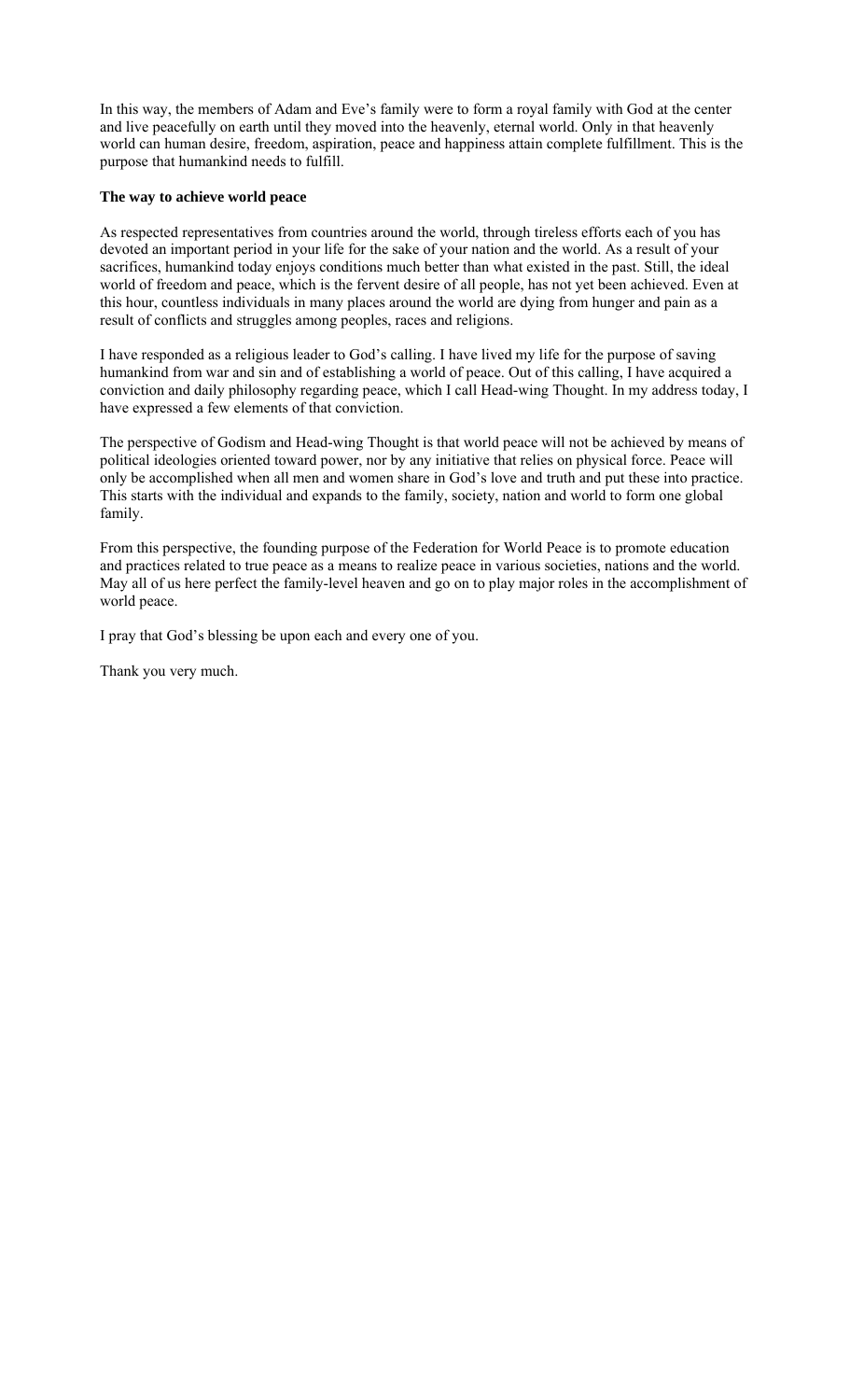In this way, the members of Adam and Eve's family were to form a royal family with God at the center and live peacefully on earth until they moved into the heavenly, eternal world. Only in that heavenly world can human desire, freedom, aspiration, peace and happiness attain complete fulfillment. This is the purpose that humankind needs to fulfill.

**The way to achieve world peace**

As respected representatives from countries around the world, through tireless efforts each of you has devoted an important period in your life for the sake of your nation and the world. As a result of your sacrifices, humankind today enjoys conditions much better than what existed in the past. Still, the ideal world of freedom and peace, which is the fervent desire of all people, has not yet been achieved. Even at this hour, countless individuals in many places around the world are dying from hunger and pain as a result of conflicts and struggles among peoples, races and religions.

I have responded as a religious leader to God's calling. I have lived my life for the purpose of saving humankind from war and sin and of establishing a world of peace. Out of this calling, I have acquired a conviction and daily philosophy regarding peace, which I call Head-wing Thought. In my address today, I have expressed a few elements of that conviction.

The perspective of Godism and Head-wing Thought is that world peace will not be achieved by means of political ideologies oriented toward power, nor by any initiative that relies on physical force. Peace will only be accomplished when all men and women share in God's love and truth and put these into practice. This starts with the individual and expands to the family, society, nation and world to form one global family.

From this perspective, the founding purpose of the Federation for World Peace is to promote education and practices related to true peace as a means to realize peace in various societies, nations and the world. May all of us here perfect the family-level heaven and go on to play major roles in the accomplishment of world peace.

I pray that God's blessing be upon each and every one of you.

Thank you very much.